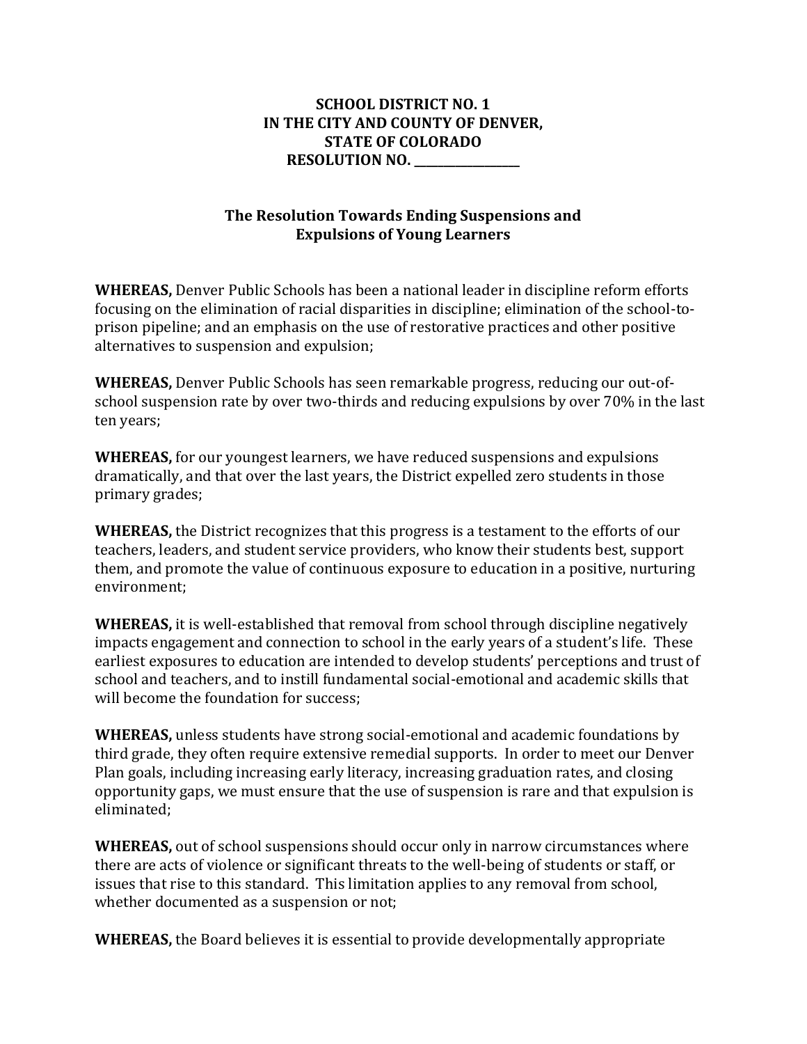**SCHOOL DISTRICT NO. 1**
**IN THE CITY AND COUNTY OF DENVER,**
**STATE OF COLORADO**
**RESOLUTION NO. \_\_\_\_\_\_\_\_\_\_\_\_\_\_\_\_\_\_**

## The Resolution Towards Ending Suspensions and Expulsions of Young Learners

**WHEREAS,** Denver Public Schools has been a national leader in discipline reform efforts focusing on the elimination of racial disparities in discipline; elimination of the school-to-prison pipeline; and an emphasis on the use of restorative practices and other positive alternatives to suspension and expulsion;

**WHEREAS,** Denver Public Schools has seen remarkable progress, reducing our out-of-school suspension rate by over two-thirds and reducing expulsions by over 70% in the last ten years;

**WHEREAS,** for our youngest learners, we have reduced suspensions and expulsions dramatically, and that over the last years, the District expelled zero students in those primary grades;

**WHEREAS,** the District recognizes that this progress is a testament to the efforts of our teachers, leaders, and student service providers, who know their students best, support them, and promote the value of continuous exposure to education in a positive, nurturing environment;

**WHEREAS,** it is well-established that removal from school through discipline negatively impacts engagement and connection to school in the early years of a student's life. These earliest exposures to education are intended to develop students' perceptions and trust of school and teachers, and to instill fundamental social-emotional and academic skills that will become the foundation for success;

**WHEREAS,** unless students have strong social-emotional and academic foundations by third grade, they often require extensive remedial supports. In order to meet our Denver Plan goals, including increasing early literacy, increasing graduation rates, and closing opportunity gaps, we must ensure that the use of suspension is rare and that expulsion is eliminated;

**WHEREAS,** out of school suspensions should occur only in narrow circumstances where there are acts of violence or significant threats to the well-being of students or staff, or issues that rise to this standard. This limitation applies to any removal from school, whether documented as a suspension or not;

**WHEREAS,** the Board believes it is essential to provide developmentally appropriate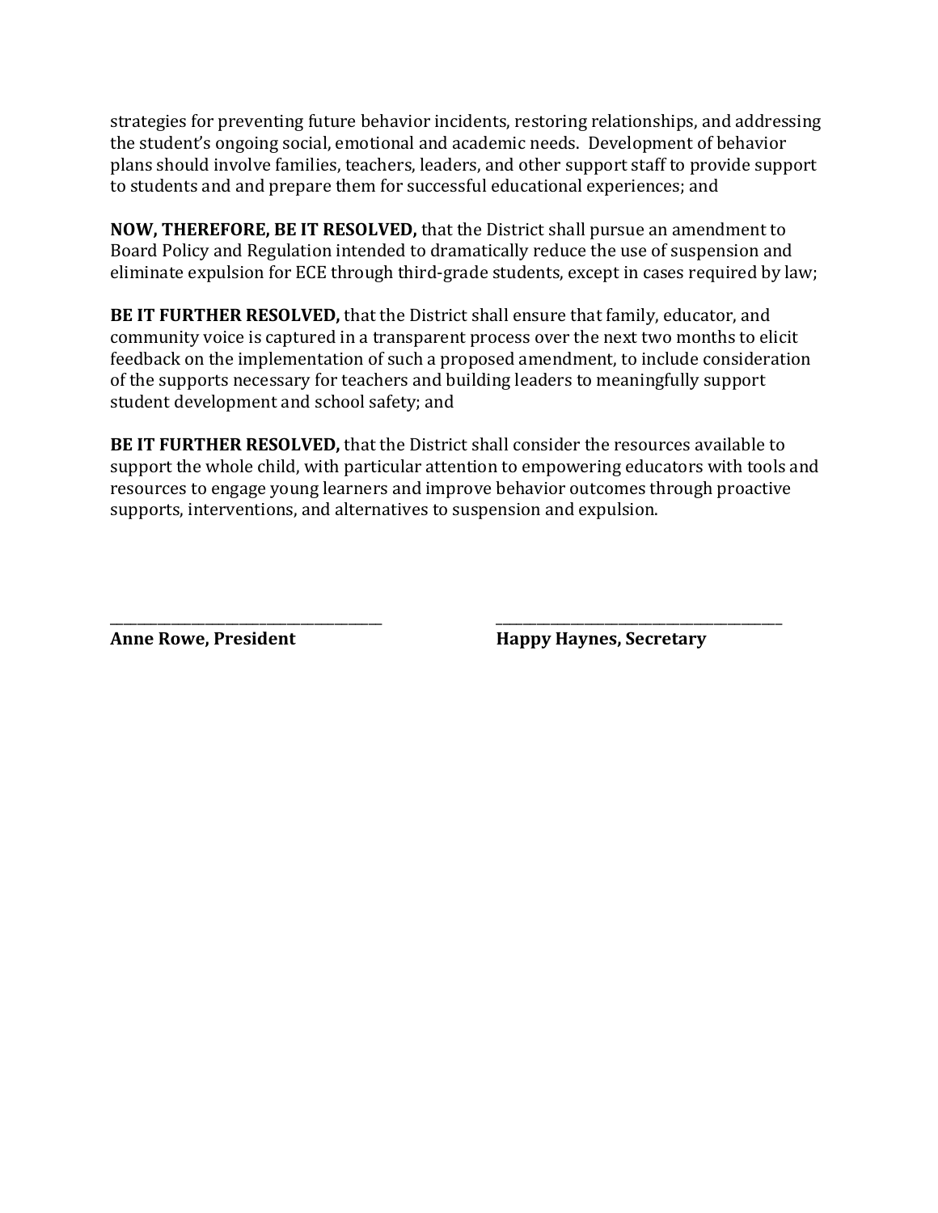strategies for preventing future behavior incidents, restoring relationships, and addressing the student's ongoing social, emotional and academic needs. Development of behavior plans should involve families, teachers, leaders, and other support staff to provide support to students and and prepare them for successful educational experiences; and

**NOW, THEREFORE, BE IT RESOLVED,** that the District shall pursue an amendment to Board Policy and Regulation intended to dramatically reduce the use of suspension and eliminate expulsion for ECE through third-grade students, except in cases required by law;

**BE IT FURTHER RESOLVED,** that the District shall ensure that family, educator, and community voice is captured in a transparent process over the next two months to elicit feedback on the implementation of such a proposed amendment, to include consideration of the supports necessary for teachers and building leaders to meaningfully support student development and school safety; and

**BE IT FURTHER RESOLVED,** that the District shall consider the resources available to support the whole child, with particular attention to empowering educators with tools and resources to engage young learners and improve behavior outcomes through proactive supports, interventions, and alternatives to suspension and expulsion.

\_\_\_\_\_\_\_\_\_\_\_\_\_\_\_\_\_\_\_\_\_\_\_\_\_\_\_\_\_\_\_\_\_\_\_\_\_\_
**Anne Rowe, President**

\_\_\_\_\_\_\_\_\_\_\_\_\_\_\_\_\_\_\_\_\_\_\_\_\_\_\_\_\_\_\_\_\_\_\_\_\_\_
**Happy Haynes, Secretary**